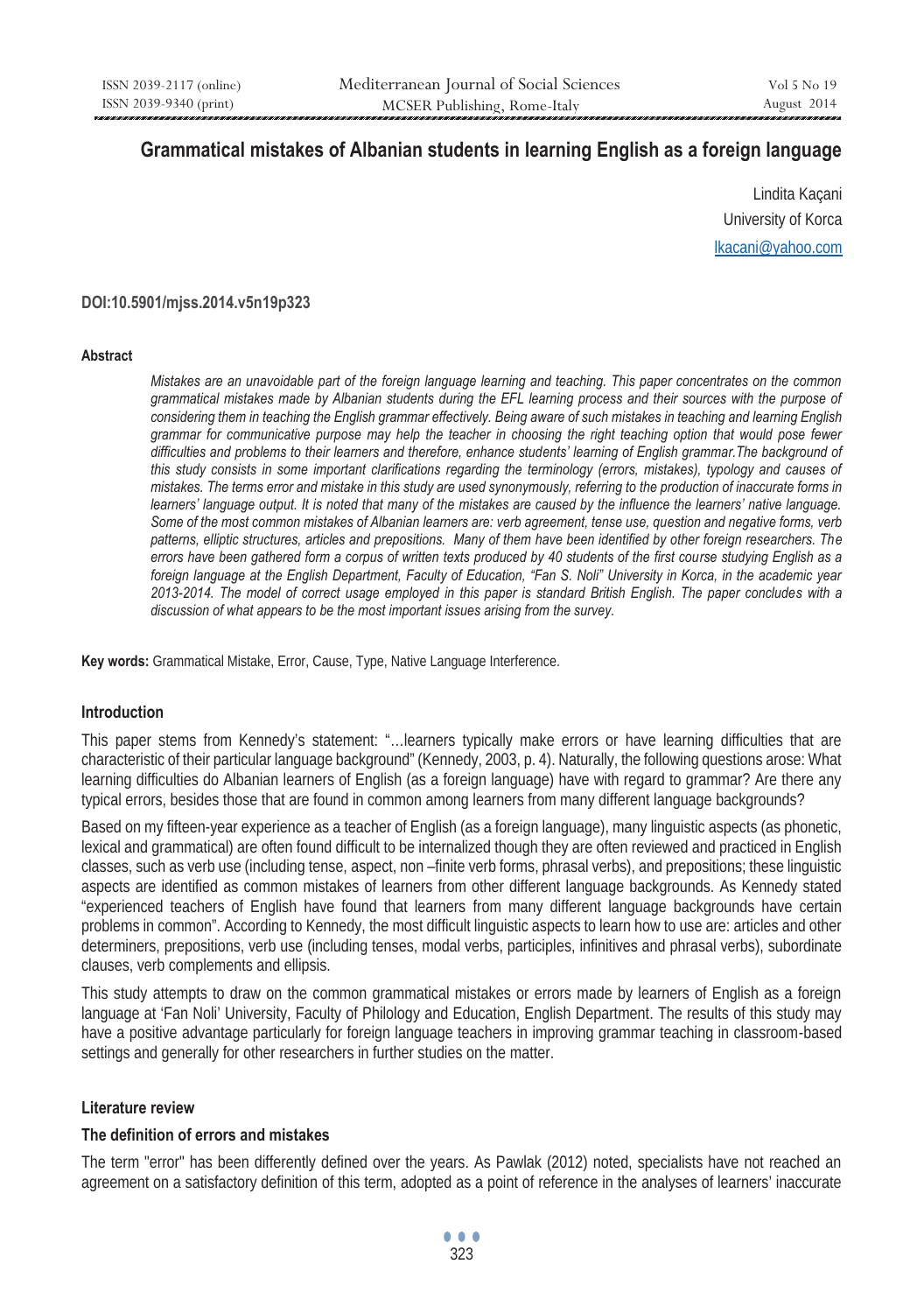# Grammatical mistakes of Albanian students in learning English as a foreign language

Lindita Kaçani
University of Korca
lkacani@yahoo.com

**DOI:10.5901/mjss.2014.v5n19p323**

#### Abstract

*Mistakes are an unavoidable part of the foreign language learning and teaching. This paper concentrates on the common grammatical mistakes made by Albanian students during the EFL learning process and their sources with the purpose of considering them in teaching the English grammar effectively. Being aware of such mistakes in teaching and learning English grammar for communicative purpose may help the teacher in choosing the right teaching option that would pose fewer difficulties and problems to their learners and therefore, enhance students' learning of English grammar.The background of this study consists in some important clarifications regarding the terminology (errors, mistakes), typology and causes of mistakes. The terms error and mistake in this study are used synonymously, referring to the production of inaccurate forms in learners' language output. It is noted that many of the mistakes are caused by the influence the learners' native language. Some of the most common mistakes of Albanian learners are: verb agreement, tense use, question and negative forms, verb patterns, elliptic structures, articles and prepositions. Many of them have been identified by other foreign researchers. The errors have been gathered form a corpus of written texts produced by 40 students of the first course studying English as a foreign language at the English Department, Faculty of Education, "Fan S. Noli" University in Korca, in the academic year 2013-2014. The model of correct usage employed in this paper is standard British English. The paper concludes with a discussion of what appears to be the most important issues arising from the survey.*

**Key words:** Grammatical Mistake, Error, Cause, Type, Native Language Interference.

#### Introduction

This paper stems from Kennedy's statement: "…learners typically make errors or have learning difficulties that are characteristic of their particular language background" (Kennedy, 2003, p. 4). Naturally, the following questions arose: What learning difficulties do Albanian learners of English (as a foreign language) have with regard to grammar? Are there any typical errors, besides those that are found in common among learners from many different language backgrounds?

Based on my fifteen-year experience as a teacher of English (as a foreign language), many linguistic aspects (as phonetic, lexical and grammatical) are often found difficult to be internalized though they are often reviewed and practiced in English classes, such as verb use (including tense, aspect, non –finite verb forms, phrasal verbs), and prepositions; these linguistic aspects are identified as common mistakes of learners from other different language backgrounds. As Kennedy stated "experienced teachers of English have found that learners from many different language backgrounds have certain problems in common". According to Kennedy, the most difficult linguistic aspects to learn how to use are: articles and other determiners, prepositions, verb use (including tenses, modal verbs, participles, infinitives and phrasal verbs), subordinate clauses, verb complements and ellipsis.

This study attempts to draw on the common grammatical mistakes or errors made by learners of English as a foreign language at 'Fan Noli' University, Faculty of Philology and Education, English Department. The results of this study may have a positive advantage particularly for foreign language teachers in improving grammar teaching in classroom-based settings and generally for other researchers in further studies on the matter.

#### Literature review

#### The definition of errors and mistakes

The term "error" has been differently defined over the years. As Pawlak (2012) noted, specialists have not reached an agreement on a satisfactory definition of this term, adopted as a point of reference in the analyses of learners' inaccurate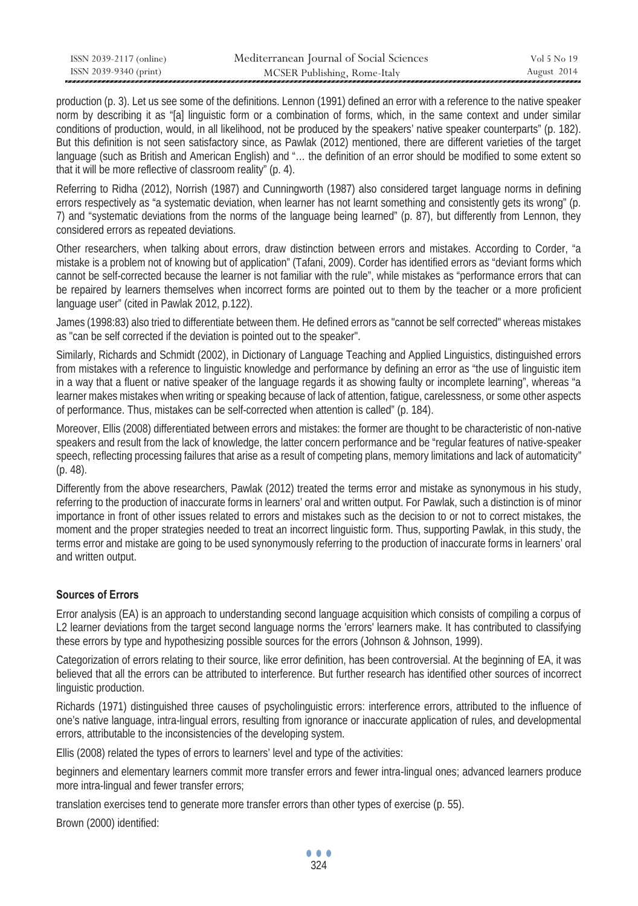production (p. 3). Let us see some of the definitions. Lennon (1991) defined an error with a reference to the native speaker norm by describing it as "[a] linguistic form or a combination of forms, which, in the same context and under similar conditions of production, would, in all likelihood, not be produced by the speakers' native speaker counterparts" (p. 182). But this definition is not seen satisfactory since, as Pawlak (2012) mentioned, there are different varieties of the target language (such as British and American English) and "… the definition of an error should be modified to some extent so that it will be more reflective of classroom reality" (p. 4).

Referring to Ridha (2012), Norrish (1987) and Cunningworth (1987) also considered target language norms in defining errors respectively as "a systematic deviation, when learner has not learnt something and consistently gets its wrong" (p. 7) and "systematic deviations from the norms of the language being learned" (p. 87), but differently from Lennon, they considered errors as repeated deviations.

Other researchers, when talking about errors, draw distinction between errors and mistakes. According to Corder, "a mistake is a problem not of knowing but of application" (Tafani, 2009). Corder has identified errors as "deviant forms which cannot be self-corrected because the learner is not familiar with the rule", while mistakes as "performance errors that can be repaired by learners themselves when incorrect forms are pointed out to them by the teacher or a more proficient language user" (cited in Pawlak 2012, p.122).

James (1998:83) also tried to differentiate between them. He defined errors as "cannot be self corrected" whereas mistakes as "can be self corrected if the deviation is pointed out to the speaker".

Similarly, Richards and Schmidt (2002), in Dictionary of Language Teaching and Applied Linguistics, distinguished errors from mistakes with a reference to linguistic knowledge and performance by defining an error as "the use of linguistic item in a way that a fluent or native speaker of the language regards it as showing faulty or incomplete learning", whereas "a learner makes mistakes when writing or speaking because of lack of attention, fatigue, carelessness, or some other aspects of performance. Thus, mistakes can be self-corrected when attention is called" (p. 184).

Moreover, Ellis (2008) differentiated between errors and mistakes: the former are thought to be characteristic of non-native speakers and result from the lack of knowledge, the latter concern performance and be "regular features of native-speaker speech, reflecting processing failures that arise as a result of competing plans, memory limitations and lack of automaticity" (p. 48).

Differently from the above researchers, Pawlak (2012) treated the terms error and mistake as synonymous in his study, referring to the production of inaccurate forms in learners' oral and written output. For Pawlak, such a distinction is of minor importance in front of other issues related to errors and mistakes such as the decision to or not to correct mistakes, the moment and the proper strategies needed to treat an incorrect linguistic form. Thus, supporting Pawlak, in this study, the terms error and mistake are going to be used synonymously referring to the production of inaccurate forms in learners' oral and written output.

### Sources of Errors

Error analysis (EA) is an approach to understanding second language acquisition which consists of compiling a corpus of L2 learner deviations from the target second language norms the 'errors' learners make. It has contributed to classifying these errors by type and hypothesizing possible sources for the errors (Johnson & Johnson, 1999).

Categorization of errors relating to their source, like error definition, has been controversial. At the beginning of EA, it was believed that all the errors can be attributed to interference. But further research has identified other sources of incorrect linguistic production.

Richards (1971) distinguished three causes of psycholinguistic errors: interference errors, attributed to the influence of one's native language, intra-lingual errors, resulting from ignorance or inaccurate application of rules, and developmental errors, attributable to the inconsistencies of the developing system.

Ellis (2008) related the types of errors to learners' level and type of the activities:

beginners and elementary learners commit more transfer errors and fewer intra-lingual ones; advanced learners produce more intra-lingual and fewer transfer errors;

translation exercises tend to generate more transfer errors than other types of exercise (p. 55).

Brown (2000) identified: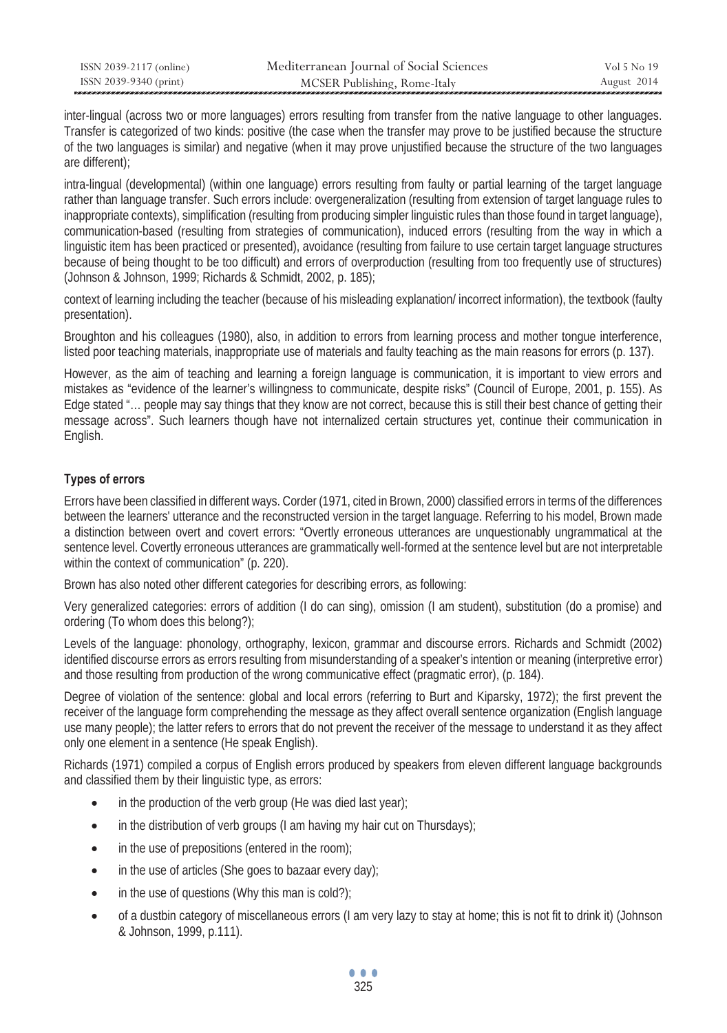inter-lingual (across two or more languages) errors resulting from transfer from the native language to other languages. Transfer is categorized of two kinds: positive (the case when the transfer may prove to be justified because the structure of the two languages is similar) and negative (when it may prove unjustified because the structure of the two languages are different);

intra-lingual (developmental) (within one language) errors resulting from faulty or partial learning of the target language rather than language transfer. Such errors include: overgeneralization (resulting from extension of target language rules to inappropriate contexts), simplification (resulting from producing simpler linguistic rules than those found in target language), communication-based (resulting from strategies of communication), induced errors (resulting from the way in which a linguistic item has been practiced or presented), avoidance (resulting from failure to use certain target language structures because of being thought to be too difficult) and errors of overproduction (resulting from too frequently use of structures) (Johnson & Johnson, 1999; Richards & Schmidt, 2002, p. 185);

context of learning including the teacher (because of his misleading explanation/ incorrect information), the textbook (faulty presentation).

Broughton and his colleagues (1980), also, in addition to errors from learning process and mother tongue interference, listed poor teaching materials, inappropriate use of materials and faulty teaching as the main reasons for errors (p. 137).

However, as the aim of teaching and learning a foreign language is communication, it is important to view errors and mistakes as "evidence of the learner's willingness to communicate, despite risks" (Council of Europe, 2001, p. 155). As Edge stated "… people may say things that they know are not correct, because this is still their best chance of getting their message across". Such learners though have not internalized certain structures yet, continue their communication in English.

### Types of errors

Errors have been classified in different ways. Corder (1971, cited in Brown, 2000) classified errors in terms of the differences between the learners' utterance and the reconstructed version in the target language. Referring to his model, Brown made a distinction between overt and covert errors: "Overtly erroneous utterances are unquestionably ungrammatical at the sentence level. Covertly erroneous utterances are grammatically well-formed at the sentence level but are not interpretable within the context of communication" (p. 220).

Brown has also noted other different categories for describing errors, as following:

Very generalized categories: errors of addition (I do can sing), omission (I am student), substitution (do a promise) and ordering (To whom does this belong?);

Levels of the language: phonology, orthography, lexicon, grammar and discourse errors. Richards and Schmidt (2002) identified discourse errors as errors resulting from misunderstanding of a speaker's intention or meaning (interpretive error) and those resulting from production of the wrong communicative effect (pragmatic error), (p. 184).

Degree of violation of the sentence: global and local errors (referring to Burt and Kiparsky, 1972); the first prevent the receiver of the language form comprehending the message as they affect overall sentence organization (English language use many people); the latter refers to errors that do not prevent the receiver of the message to understand it as they affect only one element in a sentence (He speak English).

Richards (1971) compiled a corpus of English errors produced by speakers from eleven different language backgrounds and classified them by their linguistic type, as errors:

- in the production of the verb group (He was died last year);
- in the distribution of verb groups (I am having my hair cut on Thursdays);
- in the use of prepositions (entered in the room);
- in the use of articles (She goes to bazaar every day);
- in the use of questions (Why this man is cold?);
- of a dustbin category of miscellaneous errors (I am very lazy to stay at home; this is not fit to drink it) (Johnson & Johnson, 1999, p.111).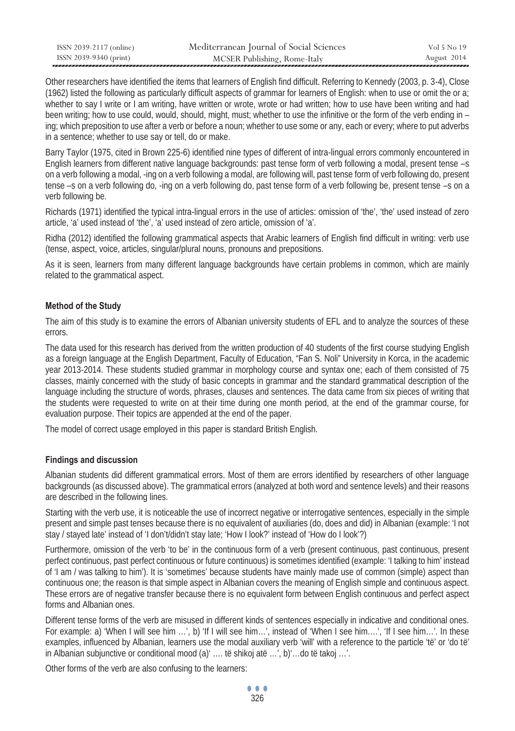Other researchers have identified the items that learners of English find difficult. Referring to Kennedy (2003, p. 3-4), Close (1962) listed the following as particularly difficult aspects of grammar for learners of English: when to use or omit the or a; whether to say I write or I am writing, have written or wrote, wrote or had written; how to use have been writing and had been writing; how to use could, would, should, might, must; whether to use the infinitive or the form of the verb ending in –ing; which preposition to use after a verb or before a noun; whether to use some or any, each or every; where to put adverbs in a sentence; whether to use say or tell, do or make.

Barry Taylor (1975, cited in Brown 225-6) identified nine types of different of intra-lingual errors commonly encountered in English learners from different native language backgrounds: past tense form of verb following a modal, present tense –s on a verb following a modal, -ing on a verb following a modal, are following will, past tense form of verb following do, present tense –s on a verb following do, -ing on a verb following do, past tense form of a verb following be, present tense –s on a verb following be.

Richards (1971) identified the typical intra-lingual errors in the use of articles: omission of 'the', 'the' used instead of zero article, 'a' used instead of 'the', 'a' used instead of zero article, omission of 'a'.

Ridha (2012) identified the following grammatical aspects that Arabic learners of English find difficult in writing: verb use (tense, aspect, voice, articles, singular/plural nouns, pronouns and prepositions.

As it is seen, learners from many different language backgrounds have certain problems in common, which are mainly related to the grammatical aspect.

### Method of the Study

The aim of this study is to examine the errors of Albanian university students of EFL and to analyze the sources of these errors.

The data used for this research has derived from the written production of 40 students of the first course studying English as a foreign language at the English Department, Faculty of Education, "Fan S. Noli" University in Korca, in the academic year 2013-2014. These students studied grammar in morphology course and syntax one; each of them consisted of 75 classes, mainly concerned with the study of basic concepts in grammar and the standard grammatical description of the language including the structure of words, phrases, clauses and sentences. The data came from six pieces of writing that the students were requested to write on at their time during one month period, at the end of the grammar course, for evaluation purpose. Their topics are appended at the end of the paper.

The model of correct usage employed in this paper is standard British English.

### Findings and discussion

Albanian students did different grammatical errors. Most of them are errors identified by researchers of other language backgrounds (as discussed above). The grammatical errors (analyzed at both word and sentence levels) and their reasons are described in the following lines.

Starting with the verb use, it is noticeable the use of incorrect negative or interrogative sentences, especially in the simple present and simple past tenses because there is no equivalent of auxiliaries (do, does and did) in Albanian (example: 'I not stay / stayed late' instead of 'I don't/didn't stay late; 'How I look?' instead of 'How do I look'?)

Furthermore, omission of the verb 'to be' in the continuous form of a verb (present continuous, past continuous, present perfect continuous, past perfect continuous or future continuous) is sometimes identified (example: 'I talking to him' instead of 'I am / was talking to him'). It is 'sometimes' because students have mainly made use of common (simple) aspect than continuous one; the reason is that simple aspect in Albanian covers the meaning of English simple and continuous aspect. These errors are of negative transfer because there is no equivalent form between English continuous and perfect aspect forms and Albanian ones.

Different tense forms of the verb are misused in different kinds of sentences especially in indicative and conditional ones. For example: a) 'When I will see him …', b) 'If I will see him…', instead of 'When I see him….', 'If I see him…'. In these examples, influenced by Albanian, learners use the modal auxiliary verb 'will' with a reference to the particle 'të' or 'do të' in Albanian subjunctive or conditional mood (a)' …. të shikoj atë …', b)'…do të takoj …'.

Other forms of the verb are also confusing to the learners: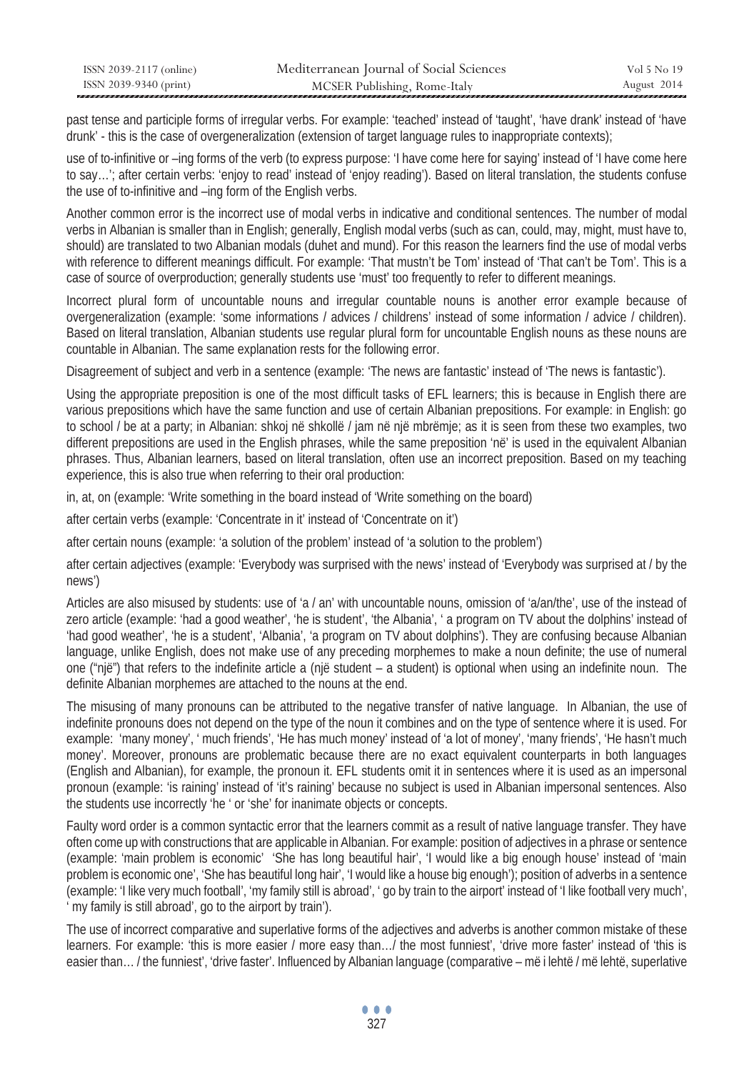past tense and participle forms of irregular verbs. For example: 'teached' instead of 'taught', 'have drank' instead of 'have drunk' - this is the case of overgeneralization (extension of target language rules to inappropriate contexts);

use of to-infinitive or –ing forms of the verb (to express purpose: 'I have come here for saying' instead of 'I have come here to say…'; after certain verbs: 'enjoy to read' instead of 'enjoy reading'). Based on literal translation, the students confuse the use of to-infinitive and –ing form of the English verbs.

Another common error is the incorrect use of modal verbs in indicative and conditional sentences. The number of modal verbs in Albanian is smaller than in English; generally, English modal verbs (such as can, could, may, might, must have to, should) are translated to two Albanian modals (duhet and mund). For this reason the learners find the use of modal verbs with reference to different meanings difficult. For example: 'That mustn't be Tom' instead of 'That can't be Tom'. This is a case of source of overproduction; generally students use 'must' too frequently to refer to different meanings.

Incorrect plural form of uncountable nouns and irregular countable nouns is another error example because of overgeneralization (example: 'some informations / advices / childrens' instead of some information / advice / children). Based on literal translation, Albanian students use regular plural form for uncountable English nouns as these nouns are countable in Albanian. The same explanation rests for the following error.

Disagreement of subject and verb in a sentence (example: 'The news are fantastic' instead of 'The news is fantastic').

Using the appropriate preposition is one of the most difficult tasks of EFL learners; this is because in English there are various prepositions which have the same function and use of certain Albanian prepositions. For example: in English: go to school / be at a party; in Albanian: shkoj në shkollë / jam në një mbrëmje; as it is seen from these two examples, two different prepositions are used in the English phrases, while the same preposition 'në' is used in the equivalent Albanian phrases. Thus, Albanian learners, based on literal translation, often use an incorrect preposition. Based on my teaching experience, this is also true when referring to their oral production:

in, at, on (example: 'Write something in the board instead of 'Write something on the board)

after certain verbs (example: 'Concentrate in it' instead of 'Concentrate on it')

after certain nouns (example: 'a solution of the problem' instead of 'a solution to the problem')

after certain adjectives (example: 'Everybody was surprised with the news' instead of 'Everybody was surprised at / by the news')

Articles are also misused by students: use of 'a / an' with uncountable nouns, omission of 'a/an/the', use of the instead of zero article (example: 'had a good weather', 'he is student', 'the Albania', ' a program on TV about the dolphins' instead of 'had good weather', 'he is a student', 'Albania', 'a program on TV about dolphins'). They are confusing because Albanian language, unlike English, does not make use of any preceding morphemes to make a noun definite; the use of numeral one ("një") that refers to the indefinite article a (një student – a student) is optional when using an indefinite noun. The definite Albanian morphemes are attached to the nouns at the end.

The misusing of many pronouns can be attributed to the negative transfer of native language. In Albanian, the use of indefinite pronouns does not depend on the type of the noun it combines and on the type of sentence where it is used. For example: 'many money', ' much friends', 'He has much money' instead of 'a lot of money', 'many friends', 'He hasn't much money'. Moreover, pronouns are problematic because there are no exact equivalent counterparts in both languages (English and Albanian), for example, the pronoun it. EFL students omit it in sentences where it is used as an impersonal pronoun (example: 'is raining' instead of 'it's raining' because no subject is used in Albanian impersonal sentences. Also the students use incorrectly 'he ' or 'she' for inanimate objects or concepts.

Faulty word order is a common syntactic error that the learners commit as a result of native language transfer. They have often come up with constructions that are applicable in Albanian. For example: position of adjectives in a phrase or sentence (example: 'main problem is economic' 'She has long beautiful hair', 'I would like a big enough house' instead of 'main problem is economic one', 'She has beautiful long hair', 'I would like a house big enough'); position of adverbs in a sentence (example: 'I like very much football', 'my family still is abroad', ' go by train to the airport' instead of 'I like football very much', ' my family is still abroad', go to the airport by train').

The use of incorrect comparative and superlative forms of the adjectives and adverbs is another common mistake of these learners. For example: 'this is more easier / more easy than…/ the most funniest', 'drive more faster' instead of 'this is easier than… / the funniest', 'drive faster'. Influenced by Albanian language (comparative – më i lehtë / më lehtë, superlative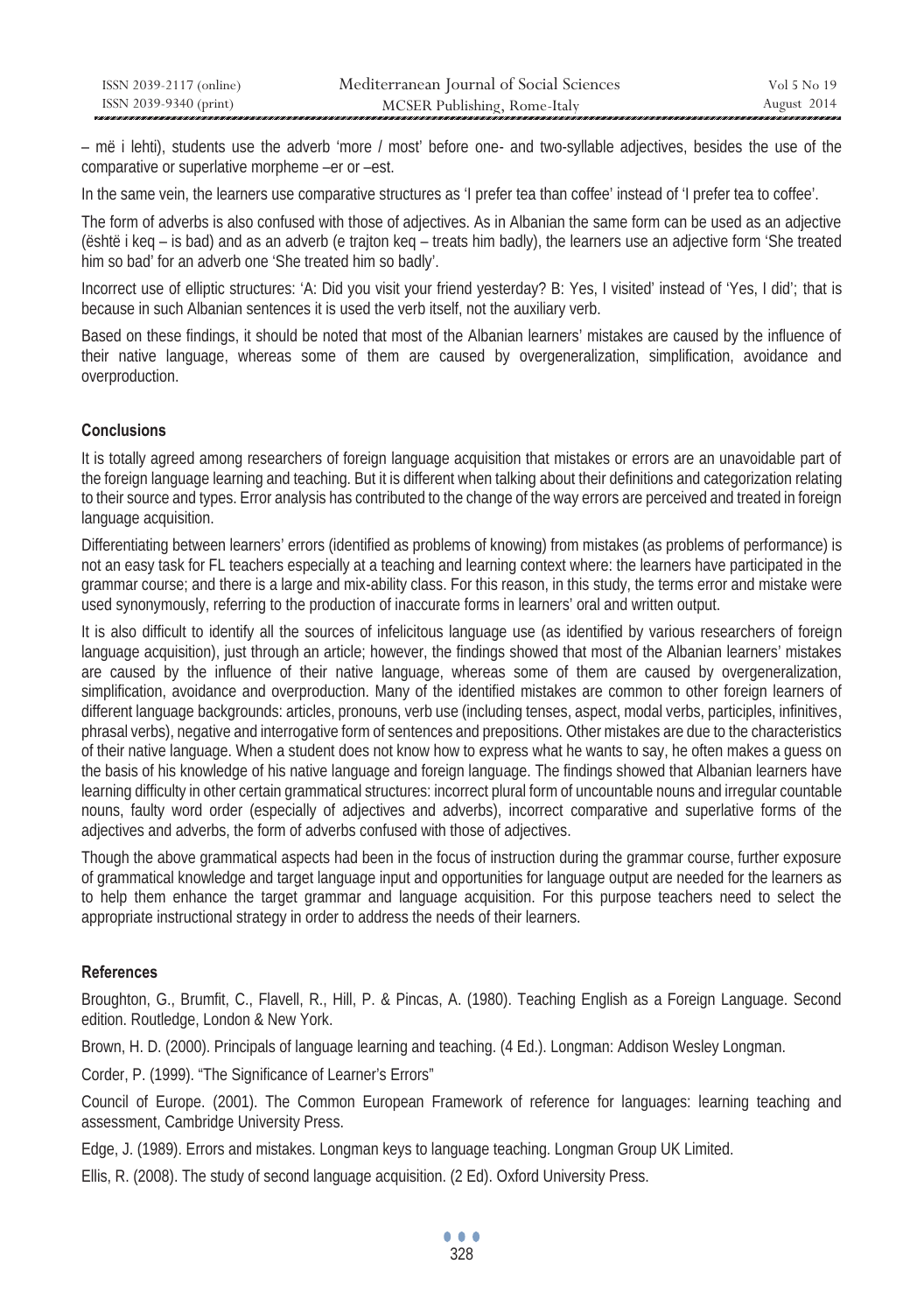– më i lehti), students use the adverb 'more / most' before one- and two-syllable adjectives, besides the use of the comparative or superlative morpheme –er or –est.

In the same vein, the learners use comparative structures as 'I prefer tea than coffee' instead of 'I prefer tea to coffee'.

The form of adverbs is also confused with those of adjectives. As in Albanian the same form can be used as an adjective (është i keq – is bad) and as an adverb (e trajton keq – treats him badly), the learners use an adjective form 'She treated him so bad' for an adverb one 'She treated him so badly'.

Incorrect use of elliptic structures: 'A: Did you visit your friend yesterday? B: Yes, I visited' instead of 'Yes, I did'; that is because in such Albanian sentences it is used the verb itself, not the auxiliary verb.

Based on these findings, it should be noted that most of the Albanian learners' mistakes are caused by the influence of their native language, whereas some of them are caused by overgeneralization, simplification, avoidance and overproduction.

## Conclusions

It is totally agreed among researchers of foreign language acquisition that mistakes or errors are an unavoidable part of the foreign language learning and teaching. But it is different when talking about their definitions and categorization relating to their source and types. Error analysis has contributed to the change of the way errors are perceived and treated in foreign language acquisition.

Differentiating between learners' errors (identified as problems of knowing) from mistakes (as problems of performance) is not an easy task for FL teachers especially at a teaching and learning context where: the learners have participated in the grammar course; and there is a large and mix-ability class. For this reason, in this study, the terms error and mistake were used synonymously, referring to the production of inaccurate forms in learners' oral and written output.

It is also difficult to identify all the sources of infelicitous language use (as identified by various researchers of foreign language acquisition), just through an article; however, the findings showed that most of the Albanian learners' mistakes are caused by the influence of their native language, whereas some of them are caused by overgeneralization, simplification, avoidance and overproduction. Many of the identified mistakes are common to other foreign learners of different language backgrounds: articles, pronouns, verb use (including tenses, aspect, modal verbs, participles, infinitives, phrasal verbs), negative and interrogative form of sentences and prepositions. Other mistakes are due to the characteristics of their native language. When a student does not know how to express what he wants to say, he often makes a guess on the basis of his knowledge of his native language and foreign language. The findings showed that Albanian learners have learning difficulty in other certain grammatical structures: incorrect plural form of uncountable nouns and irregular countable nouns, faulty word order (especially of adjectives and adverbs), incorrect comparative and superlative forms of the adjectives and adverbs, the form of adverbs confused with those of adjectives.

Though the above grammatical aspects had been in the focus of instruction during the grammar course, further exposure of grammatical knowledge and target language input and opportunities for language output are needed for the learners as to help them enhance the target grammar and language acquisition. For this purpose teachers need to select the appropriate instructional strategy in order to address the needs of their learners.

## References

Broughton, G., Brumfit, C., Flavell, R., Hill, P. & Pincas, A. (1980). Teaching English as a Foreign Language. Second edition. Routledge, London & New York.

Brown, H. D. (2000). Principals of language learning and teaching. (4 Ed.). Longman: Addison Wesley Longman.

Corder, P. (1999). "The Significance of Learner's Errors"

Council of Europe. (2001). The Common European Framework of reference for languages: learning teaching and assessment, Cambridge University Press.

Edge, J. (1989). Errors and mistakes. Longman keys to language teaching. Longman Group UK Limited.

Ellis, R. (2008). The study of second language acquisition. (2 Ed). Oxford University Press.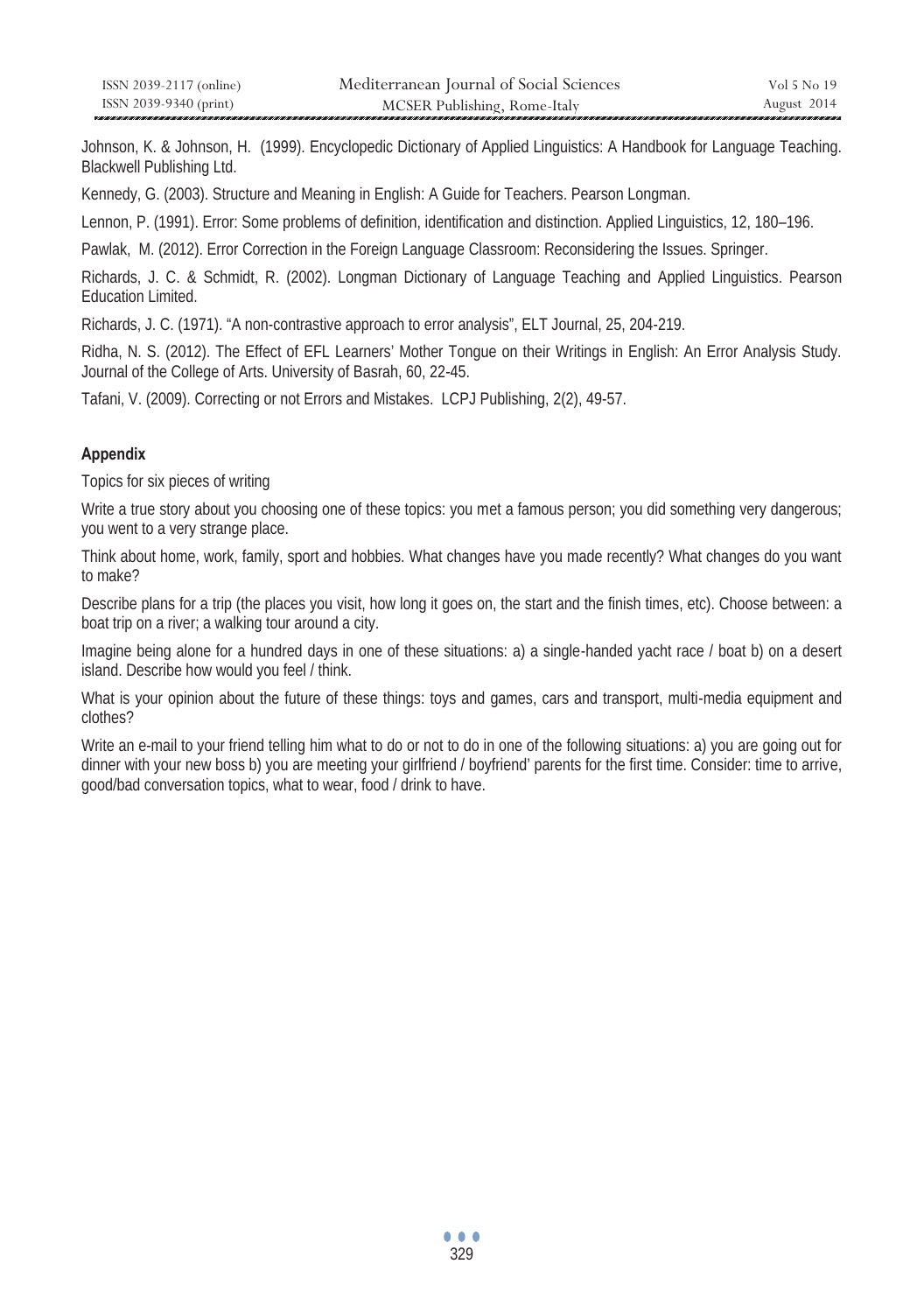Johnson, K. & Johnson, H. (1999). Encyclopedic Dictionary of Applied Linguistics: A Handbook for Language Teaching. Blackwell Publishing Ltd.

Kennedy, G. (2003). Structure and Meaning in English: A Guide for Teachers. Pearson Longman.

Lennon, P. (1991). Error: Some problems of definition, identification and distinction. Applied Linguistics, 12, 180–196.

Pawlak, M. (2012). Error Correction in the Foreign Language Classroom: Reconsidering the Issues. Springer.

Richards, J. C. & Schmidt, R. (2002). Longman Dictionary of Language Teaching and Applied Linguistics. Pearson Education Limited.

Richards, J. C. (1971). "A non-contrastive approach to error analysis", ELT Journal, 25, 204-219.

Ridha, N. S. (2012). The Effect of EFL Learners' Mother Tongue on their Writings in English: An Error Analysis Study. Journal of the College of Arts. University of Basrah, 60, 22-45.

Tafani, V. (2009). Correcting or not Errors and Mistakes. LCPJ Publishing, 2(2), 49-57.

## Appendix

Topics for six pieces of writing

Write a true story about you choosing one of these topics: you met a famous person; you did something very dangerous; you went to a very strange place.

Think about home, work, family, sport and hobbies. What changes have you made recently? What changes do you want to make?

Describe plans for a trip (the places you visit, how long it goes on, the start and the finish times, etc). Choose between: a boat trip on a river; a walking tour around a city.

Imagine being alone for a hundred days in one of these situations: a) a single-handed yacht race / boat b) on a desert island. Describe how would you feel / think.

What is your opinion about the future of these things: toys and games, cars and transport, multi-media equipment and clothes?

Write an e-mail to your friend telling him what to do or not to do in one of the following situations: a) you are going out for dinner with your new boss b) you are meeting your girlfriend / boyfriend' parents for the first time. Consider: time to arrive, good/bad conversation topics, what to wear, food / drink to have.